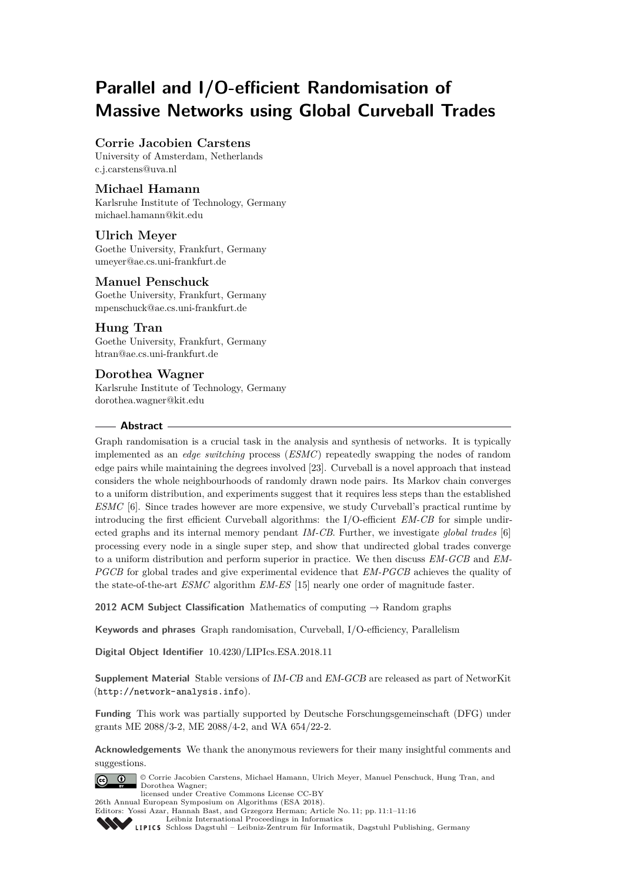# Parallel and I/O-efficient Randomisation of Massive Networks using Global Curveball Trades

**Corrie Jacobien Carstens**
University of Amsterdam, Netherlands
c.j.carstens@uva.nl

**Michael Hamann**
Karlsruhe Institute of Technology, Germany
michael.hamann@kit.edu

**Ulrich Meyer**
Goethe University, Frankfurt, Germany
umeyer@ae.cs.uni-frankfurt.de

**Manuel Penschuck**
Goethe University, Frankfurt, Germany
mpenschuck@ae.cs.uni-frankfurt.de

**Hung Tran**
Goethe University, Frankfurt, Germany
htran@ae.cs.uni-frankfurt.de

**Dorothea Wagner**
Karlsruhe Institute of Technology, Germany
dorothea.wagner@kit.edu

## Abstract

Graph randomisation is a crucial task in the analysis and synthesis of networks. It is typically implemented as an *edge switching* process (*ESMC*) repeatedly swapping the nodes of random edge pairs while maintaining the degrees involved [23]. Curveball is a novel approach that instead considers the whole neighbourhoods of randomly drawn node pairs. Its Markov chain converges to a uniform distribution, and experiments suggest that it requires less steps than the established *ESMC* [6]. Since trades however are more expensive, we study Curveball's practical runtime by introducing the first efficient Curveball algorithms: the I/O-efficient *EM-CB* for simple undirected graphs and its internal memory pendant *IM-CB*. Further, we investigate *global trades* [6] processing every node in a single super step, and show that undirected global trades converge to a uniform distribution and perform superior in practice. We then discuss *EM-GCB* and *EM-PGCB* for global trades and give experimental evidence that *EM-PGCB* achieves the quality of the state-of-the-art *ESMC* algorithm *EM-ES* [15] nearly one order of magnitude faster.

**2012 ACM Subject Classification** Mathematics of computing → Random graphs

**Keywords and phrases** Graph randomisation, Curveball, I/O-efficiency, Parallelism

**Digital Object Identifier** 10.4230/LIPIcs.ESA.2018.11

**Supplement Material** Stable versions of *IM-CB* and *EM-GCB* are released as part of NetworKit (http://network-analysis.info).

**Funding** This work was partially supported by Deutsche Forschungsgemeinschaft (DFG) under grants ME 2088/3-2, ME 2088/4-2, and WA 654/22-2.

**Acknowledgements** We thank the anonymous reviewers for their many insightful comments and suggestions.

© Corrie Jacobien Carstens, Michael Hamann, Ulrich Meyer, Manuel Penschuck, Hung Tran, and Dorothea Wagner;
licensed under Creative Commons License CC-BY
26th Annual European Symposium on Algorithms (ESA 2018).
Editors: Yossi Azar, Hannah Bast, and Grzegorz Herman; Article No. 11; pp. 11:1–11:16
Leibniz International Proceedings in Informatics
Schloss Dagstuhl – Leibniz-Zentrum für Informatik, Dagstuhl Publishing, Germany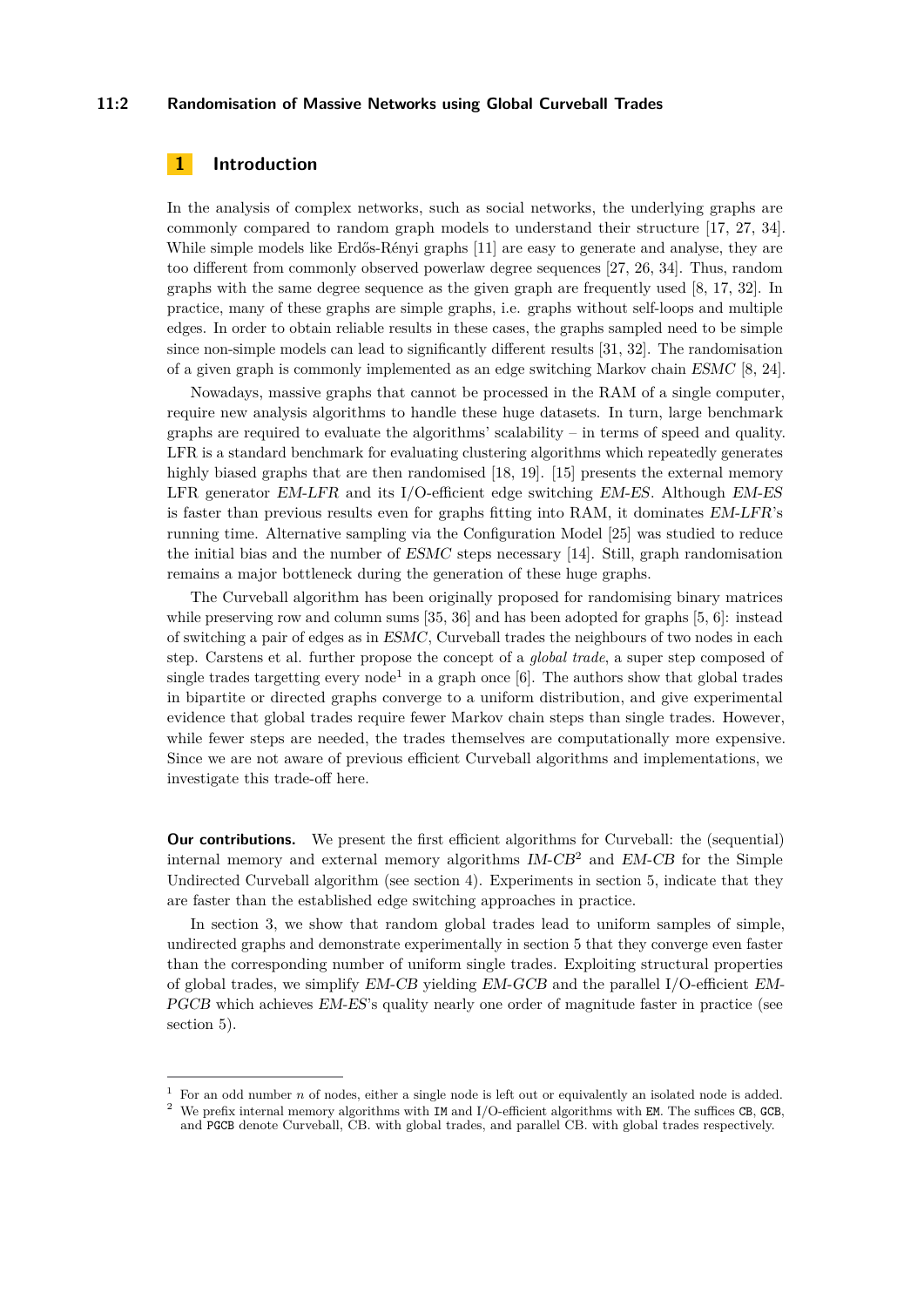## 1 Introduction

In the analysis of complex networks, such as social networks, the underlying graphs are commonly compared to random graph models to understand their structure [17, 27, 34]. While simple models like Erdős-Rényi graphs [11] are easy to generate and analyse, they are too different from commonly observed powerlaw degree sequences [27, 26, 34]. Thus, random graphs with the same degree sequence as the given graph are frequently used [8, 17, 32]. In practice, many of these graphs are simple graphs, i.e. graphs without self-loops and multiple edges. In order to obtain reliable results in these cases, the graphs sampled need to be simple since non-simple models can lead to significantly different results [31, 32]. The randomisation of a given graph is commonly implemented as an edge switching Markov chain *ESMC* [8, 24].

Nowadays, massive graphs that cannot be processed in the RAM of a single computer, require new analysis algorithms to handle these huge datasets. In turn, large benchmark graphs are required to evaluate the algorithms' scalability – in terms of speed and quality. LFR is a standard benchmark for evaluating clustering algorithms which repeatedly generates highly biased graphs that are then randomised [18, 19]. [15] presents the external memory LFR generator *EM-LFR* and its I/O-efficient edge switching *EM-ES*. Although *EM-ES* is faster than previous results even for graphs fitting into RAM, it dominates *EM-LFR*'s running time. Alternative sampling via the Configuration Model [25] was studied to reduce the initial bias and the number of *ESMC* steps necessary [14]. Still, graph randomisation remains a major bottleneck during the generation of these huge graphs.

The Curveball algorithm has been originally proposed for randomising binary matrices while preserving row and column sums [35, 36] and has been adopted for graphs [5, 6]: instead of switching a pair of edges as in *ESMC*, Curveball trades the neighbours of two nodes in each step. Carstens et al. further propose the concept of a *global trade*, a super step composed of single trades targetting every node[1] in a graph once [6]. The authors show that global trades in bipartite or directed graphs converge to a uniform distribution, and give experimental evidence that global trades require fewer Markov chain steps than single trades. However, while fewer steps are needed, the trades themselves are computationally more expensive. Since we are not aware of previous efficient Curveball algorithms and implementations, we investigate this trade-off here.

**Our contributions.** We present the first efficient algorithms for Curveball: the (sequential) internal memory and external memory algorithms *IM-CB*[2] and *EM-CB* for the Simple Undirected Curveball algorithm (see section 4). Experiments in section 5, indicate that they are faster than the established edge switching approaches in practice.

In section 3, we show that random global trades lead to uniform samples of simple, undirected graphs and demonstrate experimentally in section 5 that they converge even faster than the corresponding number of uniform single trades. Exploiting structural properties of global trades, we simplify *EM-CB* yielding *EM-GCB* and the parallel I/O-efficient *EM-PGCB* which achieves *EM-ES*'s quality nearly one order of magnitude faster in practice (see section 5).

---

[1] For an odd number $n$ of nodes, either a single node is left out or equivalently an isolated node is added.

[2] We prefix internal memory algorithms with `IM` and I/O-efficient algorithms with `EM`. The suffices `CB`, `GCB`, and `PGCB` denote Curveball, CB. with global trades, and parallel CB. with global trades respectively.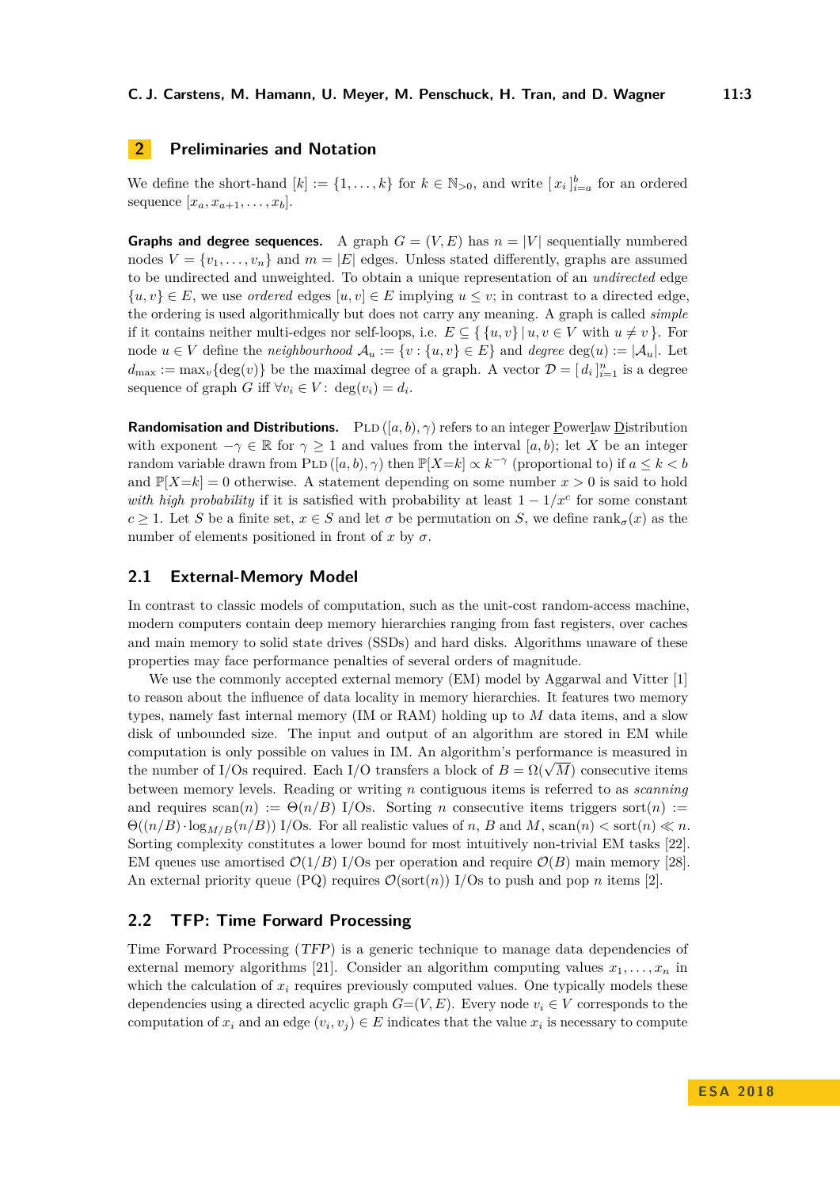## 2 Preliminaries and Notation

We define the short-hand $[k] := \{1, \ldots, k\}$ for $k \in \mathbb{N}_{>0}$, and write $[\, x_i \,]_{i=a}^{b}$ for an ordered sequence $[x_a, x_{a+1}, \ldots, x_b]$.

**Graphs and degree sequences.** A graph $G = (V, E)$ has $n = |V|$ sequentially numbered nodes $V = \{v_1, \ldots, v_n\}$ and $m = |E|$ edges. Unless stated differently, graphs are assumed to be undirected and unweighted. To obtain a unique representation of an *undirected* edge $\{u, v\} \in E$, we use *ordered* edges $[u, v] \in E$ implying $u \leq v$; in contrast to a directed edge, the ordering is used algorithmically but does not carry any meaning. A graph is called *simple* if it contains neither multi-edges nor self-loops, i.e. $E \subseteq \{\, \{u, v\} \mid u, v \in V \text{ with } u \neq v \,\}$. For node $u \in V$ define the *neighbourhood* $\mathcal{A}_u := \{v : \{u, v\} \in E\}$ and *degree* $\deg(u) := |\mathcal{A}_u|$. Let $d_{\max} := \max_v\{\deg(v)\}$ be the maximal degree of a graph. A vector $\mathcal{D} = [\, d_i \,]_{i=1}^{n}$ is a degree sequence of graph $G$ iff $\forall v_i \in V\colon \deg(v_i) = d_i$.

**Randomisation and Distributions.** $\textsc{Pld}\,([a, b), \gamma)$ refers to an integer Powerlaw Distribution with exponent $-\gamma \in \mathbb{R}$ for $\gamma \geq 1$ and values from the interval $[a, b)$; let $X$ be an integer random variable drawn from $\textsc{Pld}\,([a, b), \gamma)$ then $\mathbb{P}[X{=}k] \propto k^{-\gamma}$ (proportional to) if $a \leq k < b$ and $\mathbb{P}[X{=}k] = 0$ otherwise. A statement depending on some number $x > 0$ is said to hold *with high probability* if it is satisfied with probability at least $1 - 1/x^c$ for some constant $c \geq 1$. Let $S$ be a finite set, $x \in S$ and let $\sigma$ be permutation on $S$, we define $\operatorname{rank}_\sigma(x)$ as the number of elements positioned in front of $x$ by $\sigma$.

### 2.1 External-Memory Model

In contrast to classic models of computation, such as the unit-cost random-access machine, modern computers contain deep memory hierarchies ranging from fast registers, over caches and main memory to solid state drives (SSDs) and hard disks. Algorithms unaware of these properties may face performance penalties of several orders of magnitude.

We use the commonly accepted external memory (EM) model by Aggarwal and Vitter [1] to reason about the influence of data locality in memory hierarchies. It features two memory types, namely fast internal memory (IM or RAM) holding up to $M$ data items, and a slow disk of unbounded size. The input and output of an algorithm are stored in EM while computation is only possible on values in IM. An algorithm's performance is measured in the number of I/Os required. Each I/O transfers a block of $B = \Omega(\sqrt{M})$ consecutive items between memory levels. Reading or writing $n$ contiguous items is referred to as *scanning* and requires $\operatorname{scan}(n) := \Theta(n/B)$ I/Os. Sorting $n$ consecutive items triggers $\operatorname{sort}(n) := \Theta((n/B) \cdot \log_{M/B}(n/B))$ I/Os. For all realistic values of $n$, $B$ and $M$, $\operatorname{scan}(n) < \operatorname{sort}(n) \ll n$. Sorting complexity constitutes a lower bound for most intuitively non-trivial EM tasks [22]. EM queues use amortised $\mathcal{O}(1/B)$ I/Os per operation and require $\mathcal{O}(B)$ main memory [28]. An external priority queue (PQ) requires $\mathcal{O}(\operatorname{sort}(n))$ I/Os to push and pop $n$ items [2].

### 2.2 TFP: Time Forward Processing

Time Forward Processing (*TFP*) is a generic technique to manage data dependencies of external memory algorithms [21]. Consider an algorithm computing values $x_1, \ldots, x_n$ in which the calculation of $x_i$ requires previously computed values. One typically models these dependencies using a directed acyclic graph $G{=}(V, E)$. Every node $v_i \in V$ corresponds to the computation of $x_i$ and an edge $(v_i, v_j) \in E$ indicates that the value $x_i$ is necessary to compute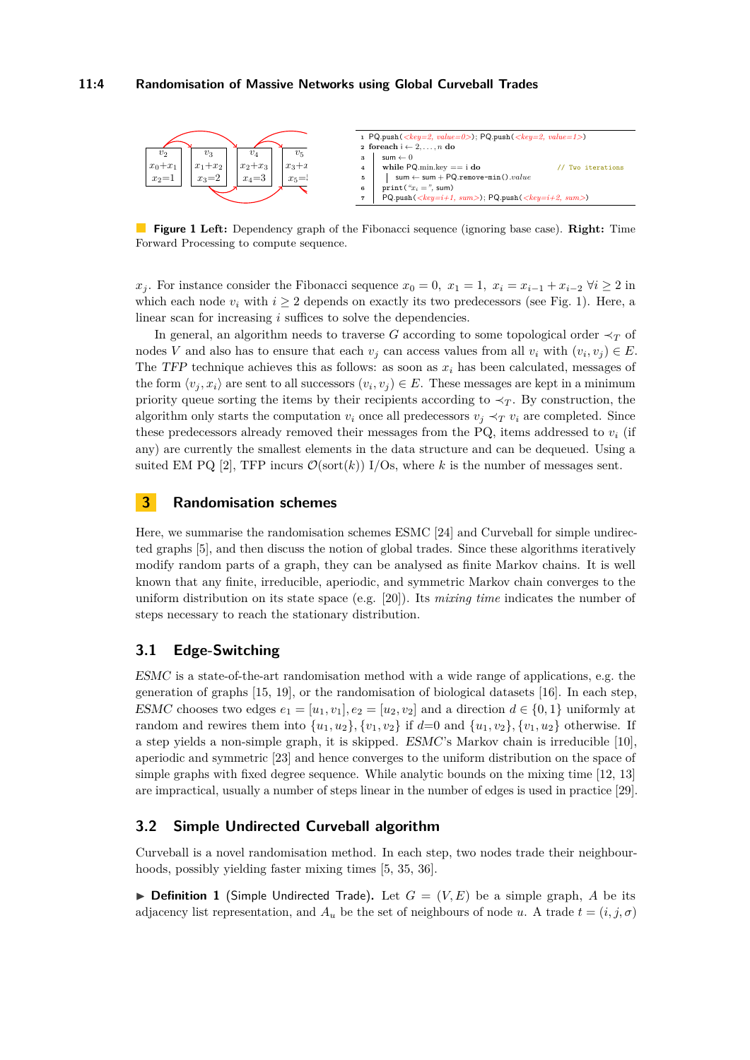```
1 PQ.push(<key=2, value=0>); PQ.push(<key=2, value=1>)
2 foreach i ← 2,...,n do
3 |  sum ← 0
4 |  while PQ.min.key == i do                    // Two iterations
5 |  |  sum ← sum + PQ.remove-min().value
6 |  print("x_i =", sum)
7 |  PQ.push(<key=i+1, sum>); PQ.push(<key=i+2, sum>)
```

**Figure 1 Left:** Dependency graph of the Fibonacci sequence (ignoring base case). **Right:** Time Forward Processing to compute sequence.

$x_j$. For instance consider the Fibonacci sequence $x_0 = 0,\ x_1 = 1,\ x_i = x_{i-1} + x_{i-2}\ \forall i \geq 2$ in which each node $v_i$ with $i \geq 2$ depends on exactly its two predecessors (see Fig. 1). Here, a linear scan for increasing $i$ suffices to solve the dependencies.

In general, an algorithm needs to traverse $G$ according to some topological order $\prec_T$ of nodes $V$ and also has to ensure that each $v_j$ can access values from all $v_i$ with $(v_i, v_j) \in E$. The *TFP* technique achieves this as follows: as soon as $x_i$ has been calculated, messages of the form $\langle v_j, x_i \rangle$ are sent to all successors $(v_i, v_j) \in E$. These messages are kept in a minimum priority queue sorting the items by their recipients according to $\prec_T$. By construction, the algorithm only starts the computation $v_i$ once all predecessors $v_j \prec_T v_i$ are completed. Since these predecessors already removed their messages from the PQ, items addressed to $v_i$ (if any) are currently the smallest elements in the data structure and can be dequeued. Using a suited EM PQ [2], TFP incurs $\mathcal{O}(\text{sort}(k))$ I/Os, where $k$ is the number of messages sent.

## 3 Randomisation schemes

Here, we summarise the randomisation schemes ESMC [24] and Curveball for simple undirected graphs [5], and then discuss the notion of global trades. Since these algorithms iteratively modify random parts of a graph, they can be analysed as finite Markov chains. It is well known that any finite, irreducible, aperiodic, and symmetric Markov chain converges to the uniform distribution on its state space (e.g. [20]). Its *mixing time* indicates the number of steps necessary to reach the stationary distribution.

### 3.1 Edge-Switching

*ESMC* is a state-of-the-art randomisation method with a wide range of applications, e.g. the generation of graphs [15, 19], or the randomisation of biological datasets [16]. In each step, *ESMC* chooses two edges $e_1 = [u_1, v_1], e_2 = [u_2, v_2]$ and a direction $d \in \{0, 1\}$ uniformly at random and rewires them into $\{u_1, u_2\}, \{v_1, v_2\}$ if $d$=0 and $\{u_1, v_2\}, \{v_1, u_2\}$ otherwise. If a step yields a non-simple graph, it is skipped. *ESMC*'s Markov chain is irreducible [10], aperiodic and symmetric [23] and hence converges to the uniform distribution on the space of simple graphs with fixed degree sequence. While analytic bounds on the mixing time [12, 13] are impractical, usually a number of steps linear in the number of edges is used in practice [29].

### 3.2 Simple Undirected Curveball algorithm

Curveball is a novel randomisation method. In each step, two nodes trade their neighbourhoods, possibly yielding faster mixing times [5, 35, 36].

▶ **Definition 1** (Simple Undirected Trade). Let $G = (V, E)$ be a simple graph, $A$ be its adjacency list representation, and $A_u$ be the set of neighbours of node $u$. A trade $t = (i, j, \sigma)$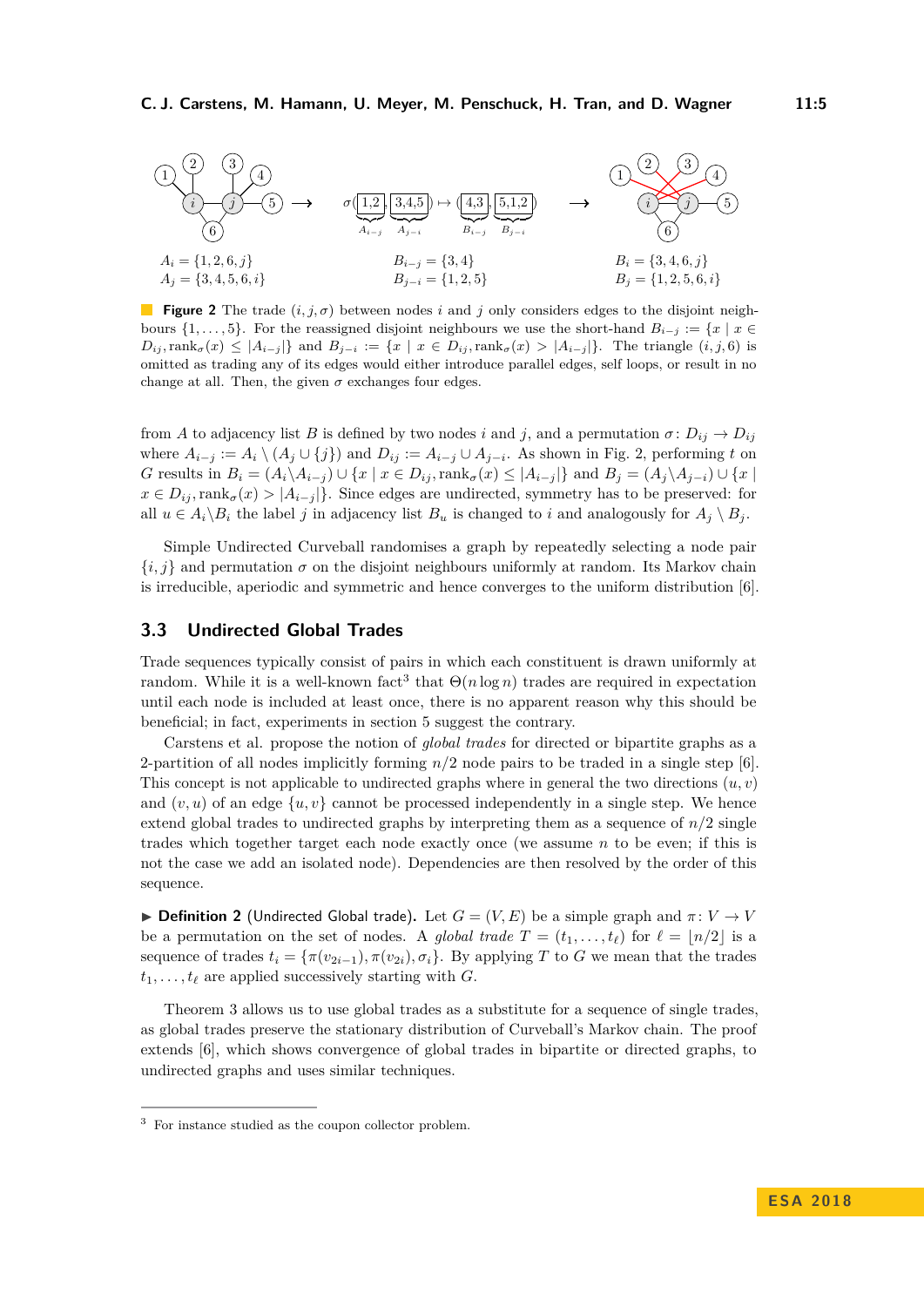$A_i = \{1, 2, 6, j\}$
$A_j = \{3, 4, 5, 6, i\}$

$B_{i-j} = \{3, 4\}$
$B_{j-i} = \{1, 2, 5\}$

$B_i = \{3, 4, 6, j\}$
$B_j = \{1, 2, 5, 6, i\}$

**Figure 2** The trade $(i, j, \sigma)$ between nodes $i$ and $j$ only considers edges to the disjoint neighbours $\{1, \ldots, 5\}$. For the reassigned disjoint neighbours we use the short-hand $B_{i-j} := \{x \mid x \in D_{ij}, \text{rank}_\sigma(x) \leq |A_{i-j}|\}$ and $B_{j-i} := \{x \mid x \in D_{ij}, \text{rank}_\sigma(x) > |A_{i-j}|\}$. The triangle $(i, j, 6)$ is omitted as trading any of its edges would either introduce parallel edges, self loops, or result in no change at all. Then, the given $\sigma$ exchanges four edges.

from $A$ to adjacency list $B$ is defined by two nodes $i$ and $j$, and a permutation $\sigma\colon D_{ij} \to D_{ij}$ where $A_{i-j} := A_i \setminus (A_j \cup \{j\})$ and $D_{ij} := A_{i-j} \cup A_{j-i}$. As shown in Fig. 2, performing $t$ on $G$ results in $B_i = (A_i \setminus A_{i-j}) \cup \{x \mid x \in D_{ij}, \text{rank}_\sigma(x) \leq |A_{i-j}|\}$ and $B_j = (A_j \setminus A_{j-i}) \cup \{x \mid x \in D_{ij}, \text{rank}_\sigma(x) > |A_{i-j}|\}$. Since edges are undirected, symmetry has to be preserved: for all $u \in A_i \setminus B_i$ the label $j$ in adjacency list $B_u$ is changed to $i$ and analogously for $A_j \setminus B_j$.

Simple Undirected Curveball randomises a graph by repeatedly selecting a node pair $\{i, j\}$ and permutation $\sigma$ on the disjoint neighbours uniformly at random. Its Markov chain is irreducible, aperiodic and symmetric and hence converges to the uniform distribution [6].

### 3.3 Undirected Global Trades

Trade sequences typically consist of pairs in which each constituent is drawn uniformly at random. While it is a well-known fact[3] that $\Theta(n \log n)$ trades are required in expectation until each node is included at least once, there is no apparent reason why this should be beneficial; in fact, experiments in section 5 suggest the contrary.

Carstens et al. propose the notion of *global trades* for directed or bipartite graphs as a 2-partition of all nodes implicitly forming $n/2$ node pairs to be traded in a single step [6]. This concept is not applicable to undirected graphs where in general the two directions $(u, v)$ and $(v, u)$ of an edge $\{u, v\}$ cannot be processed independently in a single step. We hence extend global trades to undirected graphs by interpreting them as a sequence of $n/2$ single trades which together target each node exactly once (we assume $n$ to be even; if this is not the case we add an isolated node). Dependencies are then resolved by the order of this sequence.

▶ **Definition 2** (Undirected Global trade). Let $G = (V, E)$ be a simple graph and $\pi\colon V \to V$ be a permutation on the set of nodes. A *global trade* $T = (t_1, \ldots, t_\ell)$ for $\ell = \lfloor n/2 \rfloor$ is a sequence of trades $t_i = \{\pi(v_{2i-1}), \pi(v_{2i}), \sigma_i\}$. By applying $T$ to $G$ we mean that the trades $t_1, \ldots, t_\ell$ are applied successively starting with $G$.

Theorem 3 allows us to use global trades as a substitute for a sequence of single trades, as global trades preserve the stationary distribution of Curveball's Markov chain. The proof extends [6], which shows convergence of global trades in bipartite or directed graphs, to undirected graphs and uses similar techniques.

[3] For instance studied as the coupon collector problem.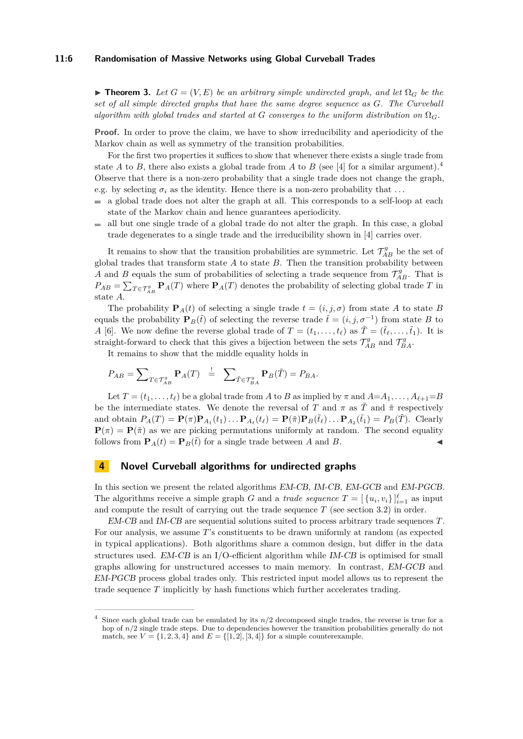▶ **Theorem 3.** *Let $G = (V, E)$ be an arbitrary simple undirected graph, and let $\Omega_G$ be the set of all simple directed graphs that have the same degree sequence as $G$. The Curveball algorithm with global trades and started at $G$ converges to the uniform distribution on $\Omega_G$.*

**Proof.** In order to prove the claim, we have to show irreducibility and aperiodicity of the Markov chain as well as symmetry of the transition probabilities.

For the first two properties it suffices to show that whenever there exists a single trade from state $A$ to $B$, there also exists a global trade from $A$ to $B$ (see [4] for a similar argument).[4] Observe that there is a non-zero probability that a single trade does not change the graph, e.g. by selecting $\sigma_i$ as the identity. Hence there is a non-zero probability that ...

- a global trade does not alter the graph at all. This corresponds to a self-loop at each state of the Markov chain and hence guarantees aperiodicity.
- all but one single trade of a global trade do not alter the graph. In this case, a global trade degenerates to a single trade and the irreducibility shown in [4] carries over.

It remains to show that the transition probabilities are symmetric. Let $\mathcal{T}^g_{AB}$ be the set of global trades that transform state $A$ to state $B$. Then the transition probability between $A$ and $B$ equals the sum of probabilities of selecting a trade sequence from $\mathcal{T}^g_{AB}$. That is $P_{AB} = \sum_{T \in \mathcal{T}^g_{AB}} \mathbf{P}_A(T)$ where $\mathbf{P}_A(T)$ denotes the probability of selecting global trade $T$ in state $A$.

The probability $\mathbf{P}_A(t)$ of selecting a single trade $t = (i, j, \sigma)$ from state $A$ to state $B$ equals the probability $\mathbf{P}_B(\tilde{t})$ of selecting the reverse trade $\tilde{t} = (i, j, \sigma^{-1})$ from state $B$ to $A$ [6]. We now define the reverse global trade of $T = (t_1, \dots, t_\ell)$ as $\tilde{T} = (\tilde{t}_\ell, \dots, \tilde{t}_1)$. It is straight-forward to check that this gives a bijection between the sets $\mathcal{T}^g_{AB}$ and $\mathcal{T}^g_{BA}$.

It remains to show that the middle equality holds in

$$P_{AB} = \sum\nolimits_{T \in \mathcal{T}^g_{AB}} \mathbf{P}_A(T) \;\;\stackrel{!}{=}\;\; \sum\nolimits_{\tilde{T} \in \mathcal{T}^g_{BA}} \mathbf{P}_B(\tilde{T}) = P_{BA}.$$

Let $T = (t_1, \dots, t_\ell)$ be a global trade from $A$ to $B$ as implied by $\pi$ and $A{=}A_1, \dots, A_{\ell+1}{=}B$ be the intermediate states. We denote the reversal of $T$ and $\pi$ as $\tilde{T}$ and $\tilde{\pi}$ respectively and obtain $P_A(T) = \mathbf{P}(\pi)\mathbf{P}_{A_1}(t_1) \dots \mathbf{P}_{A_\ell}(t_\ell) = \mathbf{P}(\tilde{\pi})\mathbf{P}_B(\tilde{t}_\ell) \dots \mathbf{P}_{A_2}(\tilde{t}_1) = P_B(\tilde{T})$. Clearly $\mathbf{P}(\pi) = \mathbf{P}(\tilde{\pi})$ as we are picking permutations uniformly at random. The second equality follows from $\mathbf{P}_A(t) = \mathbf{P}_B(\tilde{t})$ for a single trade between $A$ and $B$. ◀

## 4 Novel Curveball algorithms for undirected graphs

In this section we present the related algorithms *EM-CB*, *IM-CB*, *EM-GCB* and *EM-PGCB*. The algorithms receive a simple graph $G$ and a *trade sequence* $T = [\,\{u_i, v_i\}\,]_{i=1}^{\ell}$ as input and compute the result of carrying out the trade sequence $T$ (see section 3.2) in order.

*EM-CB* and *IM-CB* are sequential solutions suited to process arbitrary trade sequences $T$. For our analysis, we assume $T$'s constituents to be drawn uniformly at random (as expected in typical applications). Both algorithms share a common design, but differ in the data structures used. *EM-CB* is an I/O-efficient algorithm while *IM-CB* is optimised for small graphs allowing for unstructured accesses to main memory. In contrast, *EM-GCB* and *EM-PGCB* process global trades only. This restricted input model allows us to represent the trade sequence $T$ implicitly by hash functions which further accelerates trading.

---

[4] Since each global trade can be emulated by its $n/2$ decomposed single trades, the reverse is true for a hop of $n/2$ single trade steps. Due to dependencies however the transition probabilities generally do not match, see $V = \{1, 2, 3, 4\}$ and $E = \{[1, 2], [3, 4]\}$ for a simple counterexample.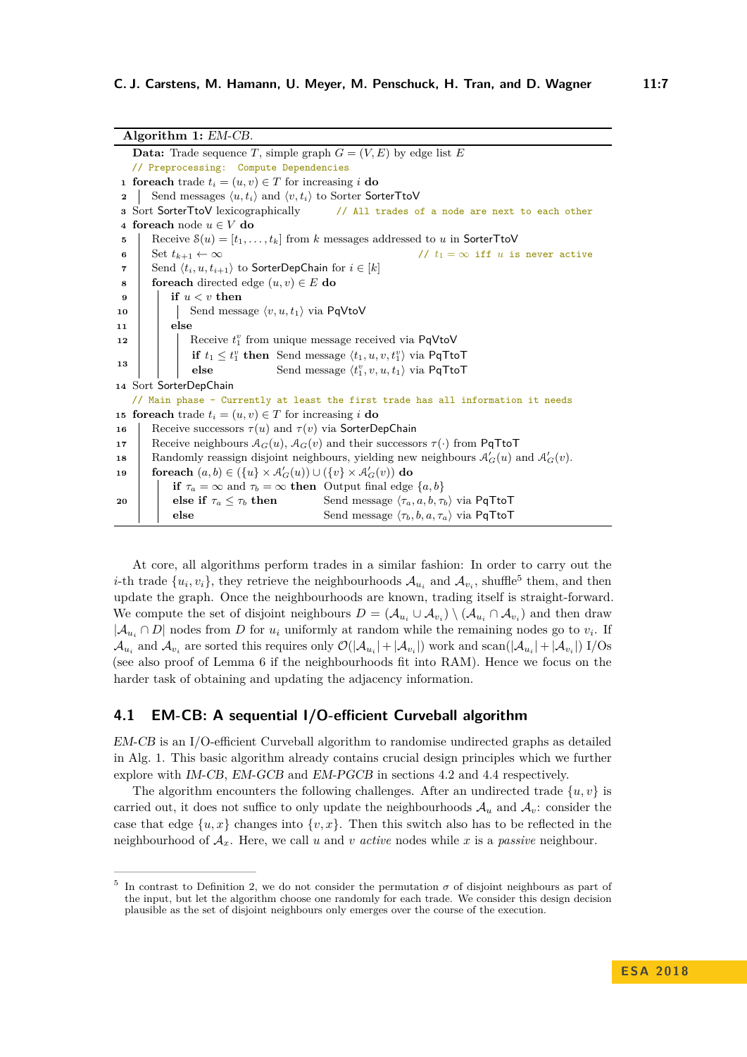**Algorithm 1:** *EM-CB.*

```
   Data: Trade sequence T, simple graph G = (V, E) by edge list E
   // Preprocessing: Compute Dependencies
 1 foreach trade t_i = (u, v) ∈ T for increasing i do
 2 |   Send messages ⟨u, t_i⟩ and ⟨v, t_i⟩ to Sorter SorterTtoV
 3 Sort SorterTtoV lexicographically        // All trades of a node are next to each other
 4 foreach node u ∈ V do
 5 |   Receive S(u) = [t_1, ..., t_k] from k messages addressed to u in SorterTtoV
 6 |   Set t_{k+1} ← ∞                                  // t_1 = ∞ iff u is never active
 7 |   Send ⟨t_i, u, t_{i+1}⟩ to SorterDepChain for i ∈ [k]
 8 |   foreach directed edge (u, v) ∈ E do
 9 |   |   if u < v then
10 |   |   |   Send message ⟨v, u, t_1⟩ via PqVtoV
11 |   |   else
12 |   |   |   Receive t_1^v from unique message received via PqVtoV
13 |   |   |   if t_1 ≤ t_1^v then  Send message ⟨t_1, u, v, t_1^v⟩ via PqTtoT
   |   |   |   else                Send message ⟨t_1^v, v, u, t_1⟩ via PqTtoT
14 Sort SorterDepChain
   // Main phase - Currently at least the first trade has all information it needs
15 foreach trade t_i = (u, v) ∈ T for increasing i do
16 |   Receive successors τ(u) and τ(v) via SorterDepChain
17 |   Receive neighbours A_G(u), A_G(v) and their successors τ(·) from PqTtoT
18 |   Randomly reassign disjoint neighbours, yielding new neighbours A'_G(u) and A'_G(v).
19 |   foreach (a, b) ∈ ({u} × A'_G(u)) ∪ ({v} × A'_G(v)) do
20 |   |   if τ_a = ∞ and τ_b = ∞ then  Output final edge {a, b}
   |   |   else if τ_a ≤ τ_b then       Send message ⟨τ_a, a, b, τ_b⟩ via PqTtoT
   |   |   else                         Send message ⟨τ_b, b, a, τ_a⟩ via PqTtoT
```

At core, all algorithms perform trades in a similar fashion: In order to carry out the $i$-th trade $\{u_i, v_i\}$, they retrieve the neighbourhoods $\mathcal{A}_{u_i}$ and $\mathcal{A}_{v_i}$, shuffle[5] them, and then update the graph. Once the neighbourhoods are known, trading itself is straight-forward. We compute the set of disjoint neighbours $D = (\mathcal{A}_{u_i} \cup \mathcal{A}_{v_i}) \setminus (\mathcal{A}_{u_i} \cap \mathcal{A}_{v_i})$ and then draw $|\mathcal{A}_{u_i} \cap D|$ nodes from $D$ for $u_i$ uniformly at random while the remaining nodes go to $v_i$. If $\mathcal{A}_{u_i}$ and $\mathcal{A}_{v_i}$ are sorted this requires only $\mathcal{O}(|\mathcal{A}_{u_i}| + |\mathcal{A}_{v_i}|)$ work and $\text{scan}(|\mathcal{A}_{u_i}| + |\mathcal{A}_{v_i}|)$ I/Os (see also proof of Lemma 6 if the neighbourhoods fit into RAM). Hence we focus on the harder task of obtaining and updating the adjacency information.

## 4.1 EM-CB: A sequential I/O-efficient Curveball algorithm

*EM-CB* is an I/O-efficient Curveball algorithm to randomise undirected graphs as detailed in Alg. 1. This basic algorithm already contains crucial design principles which we further explore with *IM-CB*, *EM-GCB* and *EM-PGCB* in sections 4.2 and 4.4 respectively.

The algorithm encounters the following challenges. After an undirected trade $\{u, v\}$ is carried out, it does not suffice to only update the neighbourhoods $\mathcal{A}_u$ and $\mathcal{A}_v$: consider the case that edge $\{u, x\}$ changes into $\{v, x\}$. Then this switch also has to be reflected in the neighbourhood of $\mathcal{A}_x$. Here, we call $u$ and $v$ *active* nodes while $x$ is a *passive* neighbour.

---

[5] In contrast to Definition 2, we do not consider the permutation $\sigma$ of disjoint neighbours as part of the input, but let the algorithm choose one randomly for each trade. We consider this design decision plausible as the set of disjoint neighbours only emerges over the course of the execution.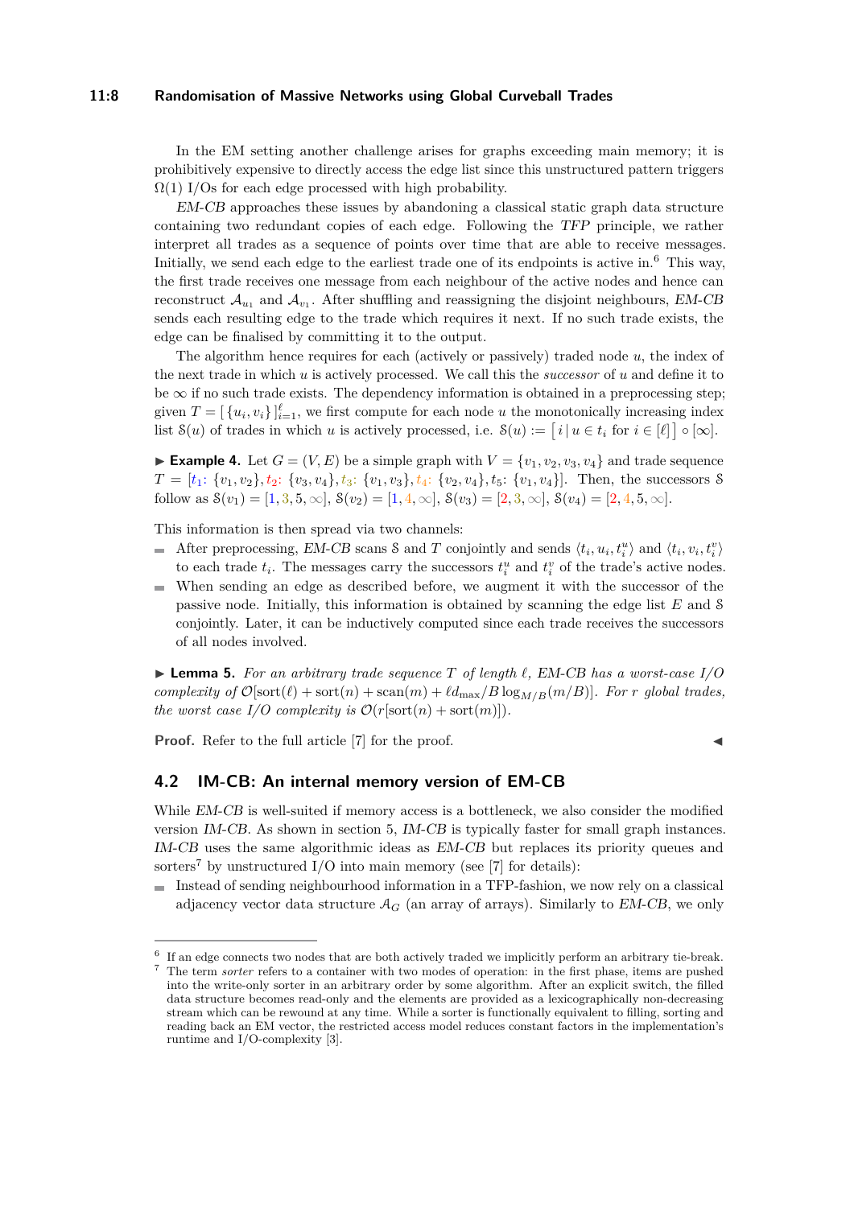In the EM setting another challenge arises for graphs exceeding main memory; it is prohibitively expensive to directly access the edge list since this unstructured pattern triggers $\Omega(1)$ I/Os for each edge processed with high probability.

*EM-CB* approaches these issues by abandoning a classical static graph data structure containing two redundant copies of each edge. Following the *TFP* principle, we rather interpret all trades as a sequence of points over time that are able to receive messages. Initially, we send each edge to the earliest trade one of its endpoints is active in.[6] This way, the first trade receives one message from each neighbour of the active nodes and hence can reconstruct $\mathcal{A}_{u_1}$ and $\mathcal{A}_{v_1}$. After shuffling and reassigning the disjoint neighbours, *EM-CB* sends each resulting edge to the trade which requires it next. If no such trade exists, the edge can be finalised by committing it to the output.

The algorithm hence requires for each (actively or passively) traded node $u$, the index of the next trade in which $u$ is actively processed. We call this the *successor* of $u$ and define it to be $\infty$ if no such trade exists. The dependency information is obtained in a preprocessing step; given $T = [\{u_i, v_i\}]_{i=1}^{\ell}$, we first compute for each node $u$ the monotonically increasing index list $\mathcal{S}(u)$ of trades in which $u$ is actively processed, i.e. $\mathcal{S}(u) := [\, i \mid u \in t_i \text{ for } i \in [\ell]\,] \circ [\infty]$.

▶ **Example 4.** Let $G = (V, E)$ be a simple graph with $V = \{v_1, v_2, v_3, v_4\}$ and trade sequence $T = [t_1\colon \{v_1, v_2\}, t_2\colon \{v_3, v_4\}, t_3\colon \{v_1, v_3\}, t_4\colon \{v_2, v_4\}, t_5\colon \{v_1, v_4\}]$. Then, the successors $\mathcal{S}$ follow as $\mathcal{S}(v_1) = [1, 3, 5, \infty]$, $\mathcal{S}(v_2) = [1, 4, \infty]$, $\mathcal{S}(v_3) = [2, 3, \infty]$, $\mathcal{S}(v_4) = [2, 4, 5, \infty]$.

This information is then spread via two channels:

- After preprocessing, *EM-CB* scans $\mathcal{S}$ and $T$ conjointly and sends $\langle t_i, u_i, t_i^u \rangle$ and $\langle t_i, v_i, t_i^v \rangle$ to each trade $t_i$. The messages carry the successors $t_i^u$ and $t_i^v$ of the trade's active nodes.
- When sending an edge as described before, we augment it with the successor of the passive node. Initially, this information is obtained by scanning the edge list $E$ and $\mathcal{S}$ conjointly. Later, it can be inductively computed since each trade receives the successors of all nodes involved.

▶ **Lemma 5.** *For an arbitrary trade sequence $T$ of length $\ell$, EM-CB has a worst-case I/O complexity of $\mathcal{O}[\mathrm{sort}(\ell) + \mathrm{sort}(n) + \mathrm{scan}(m) + \ell d_{\max}/B \log_{M/B}(m/B)]$. For $r$ global trades, the worst case I/O complexity is $\mathcal{O}(r[\mathrm{sort}(n) + \mathrm{sort}(m)])$.*

**Proof.** Refer to the full article [7] for the proof. ◀

## 4.2 IM-CB: An internal memory version of EM-CB

While *EM-CB* is well-suited if memory access is a bottleneck, we also consider the modified version *IM-CB*. As shown in section 5, *IM-CB* is typically faster for small graph instances. *IM-CB* uses the same algorithmic ideas as *EM-CB* but replaces its priority queues and sorters[7] by unstructured I/O into main memory (see [7] for details):

- Instead of sending neighbourhood information in a TFP-fashion, we now rely on a classical adjacency vector data structure $\mathcal{A}_G$ (an array of arrays). Similarly to *EM-CB*, we only

---

[6] If an edge connects two nodes that are both actively traded we implicitly perform an arbitrary tie-break.

[7] The term *sorter* refers to a container with two modes of operation: in the first phase, items are pushed into the write-only sorter in an arbitrary order by some algorithm. After an explicit switch, the filled data structure becomes read-only and the elements are provided as a lexicographically non-decreasing stream which can be rewound at any time. While a sorter is functionally equivalent to filling, sorting and reading back an EM vector, the restricted access model reduces constant factors in the implementation's runtime and I/O-complexity [3].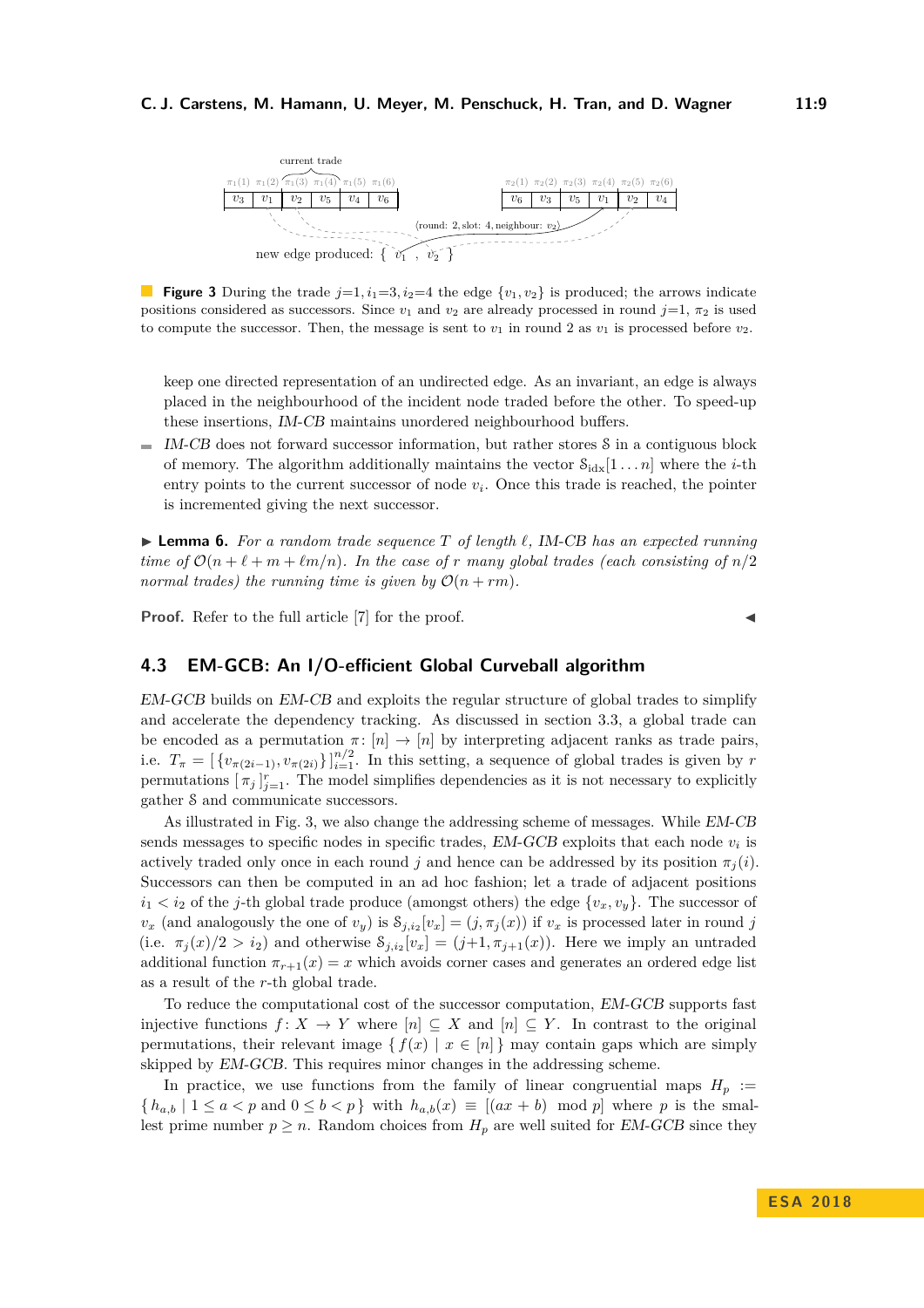**Figure 3** During the trade $j$=1, $i_1$=3, $i_2$=4 the edge $\{v_1, v_2\}$ is produced; the arrows indicate positions considered as successors. Since $v_1$ and $v_2$ are already processed in round $j$=1, $\pi_2$ is used to compute the successor. Then, the message is sent to $v_1$ in round 2 as $v_1$ is processed before $v_2$.

keep one directed representation of an undirected edge. As an invariant, an edge is always placed in the neighbourhood of the incident node traded before the other. To speed-up these insertions, *IM-CB* maintains unordered neighbourhood buffers.

- *IM-CB* does not forward successor information, but rather stores $\mathcal{S}$ in a contiguous block of memory. The algorithm additionally maintains the vector $\mathcal{S}_{\text{idx}}[1 \ldots n]$ where the $i$-th entry points to the current successor of node $v_i$. Once this trade is reached, the pointer is incremented giving the next successor.

▶ **Lemma 6.** *For a random trade sequence $T$ of length $\ell$, IM-CB has an expected running time of $\mathcal{O}(n + \ell + m + \ell m/n)$. In the case of $r$ many global trades (each consisting of $n/2$ normal trades) the running time is given by $\mathcal{O}(n + rm)$.*

**Proof.** Refer to the full article [7] for the proof. ◀

### 4.3 EM-GCB: An I/O-efficient Global Curveball algorithm

*EM-GCB* builds on *EM-CB* and exploits the regular structure of global trades to simplify and accelerate the dependency tracking. As discussed in section 3.3, a global trade can be encoded as a permutation $\pi\colon [n] \to [n]$ by interpreting adjacent ranks as trade pairs, i.e. $T_\pi = [\{v_{\pi(2i-1)}, v_{\pi(2i)}\}]_{i=1}^{n/2}$. In this setting, a sequence of global trades is given by $r$ permutations $[\pi_j]_{j=1}^{r}$. The model simplifies dependencies as it is not necessary to explicitly gather $\mathcal{S}$ and communicate successors.

As illustrated in Fig. 3, we also change the addressing scheme of messages. While *EM-CB* sends messages to specific nodes in specific trades, *EM-GCB* exploits that each node $v_i$ is actively traded only once in each round $j$ and hence can be addressed by its position $\pi_j(i)$. Successors can then be computed in an ad hoc fashion; let a trade of adjacent positions $i_1 < i_2$ of the $j$-th global trade produce (amongst others) the edge $\{v_x, v_y\}$. The successor of $v_x$ (and analogously the one of $v_y$) is $\mathcal{S}_{j,i_2}[v_x] = (j, \pi_j(x))$ if $v_x$ is processed later in round $j$ (i.e. $\pi_j(x)/2 > i_2$) and otherwise $\mathcal{S}_{j,i_2}[v_x] = (j{+}1, \pi_{j+1}(x))$. Here we imply an untraded additional function $\pi_{r+1}(x) = x$ which avoids corner cases and generates an ordered edge list as a result of the $r$-th global trade.

To reduce the computational cost of the successor computation, *EM-GCB* supports fast injective functions $f\colon X \to Y$ where $[n] \subseteq X$ and $[n] \subseteq Y$. In contrast to the original permutations, their relevant image $\{\, f(x) \mid x \in [n] \,\}$ may contain gaps which are simply skipped by *EM-GCB*. This requires minor changes in the addressing scheme.

In practice, we use functions from the family of linear congruential maps $H_p := \{\, h_{a,b} \mid 1 \le a < p \text{ and } 0 \le b < p \,\}$ with $h_{a,b}(x) \equiv [(ax + b) \mod p]$ where $p$ is the smallest prime number $p \ge n$. Random choices from $H_p$ are well suited for *EM-GCB* since they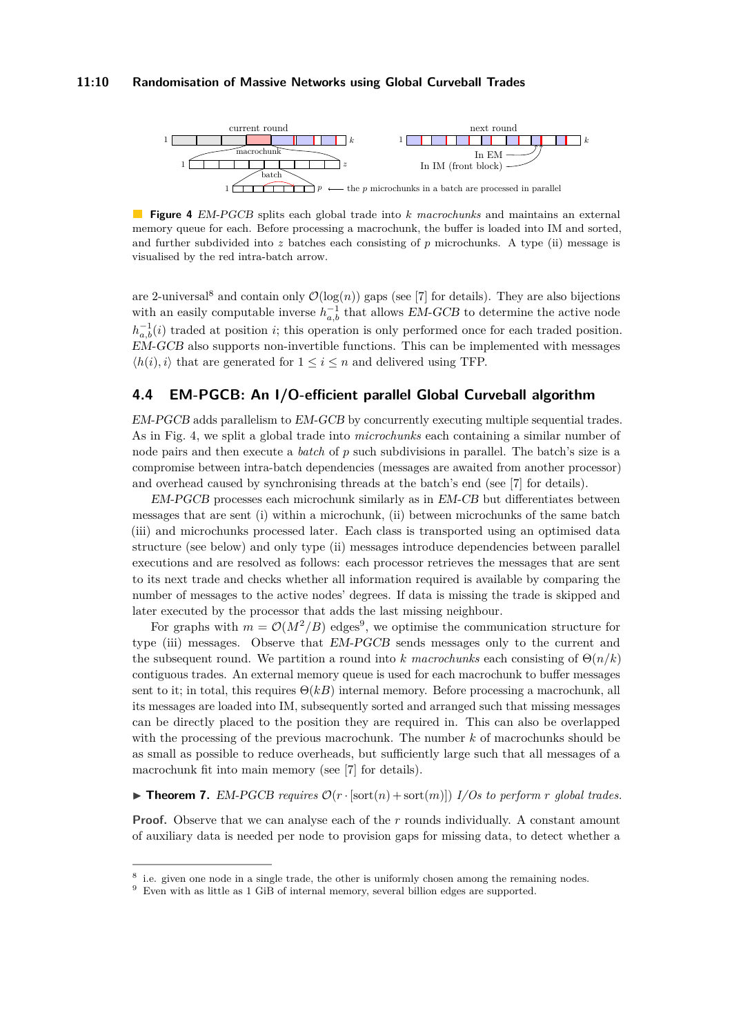**Figure 4** *EM-PGCB* splits each global trade into $k$ *macrochunks* and maintains an external memory queue for each. Before processing a macrochunk, the buffer is loaded into IM and sorted, and further subdivided into $z$ batches each consisting of $p$ microchunks. A type (ii) message is visualised by the red intra-batch arrow.

are 2-universal[8] and contain only $\mathcal{O}(\log(n))$ gaps (see [7] for details). They are also bijections with an easily computable inverse $h_{a,b}^{-1}$ that allows *EM-GCB* to determine the active node $h_{a,b}^{-1}(i)$ traded at position $i$; this operation is only performed once for each traded position. *EM-GCB* also supports non-invertible functions. This can be implemented with messages $\langle h(i), i\rangle$ that are generated for $1 \leq i \leq n$ and delivered using TFP.

## 4.4 EM-PGCB: An I/O-efficient parallel Global Curveball algorithm

*EM-PGCB* adds parallelism to *EM-GCB* by concurrently executing multiple sequential trades. As in Fig. 4, we split a global trade into *microchunks* each containing a similar number of node pairs and then execute a *batch* of $p$ such subdivisions in parallel. The batch's size is a compromise between intra-batch dependencies (messages are awaited from another processor) and overhead caused by synchronising threads at the batch's end (see [7] for details).

*EM-PGCB* processes each microchunk similarly as in *EM-CB* but differentiates between messages that are sent (i) within a microchunk, (ii) between microchunks of the same batch (iii) and microchunks processed later. Each class is transported using an optimised data structure (see below) and only type (ii) messages introduce dependencies between parallel executions and are resolved as follows: each processor retrieves the messages that are sent to its next trade and checks whether all information required is available by comparing the number of messages to the active nodes' degrees. If data is missing the trade is skipped and later executed by the processor that adds the last missing neighbour.

For graphs with $m = \mathcal{O}(M^2/B)$ edges[9], we optimise the communication structure for type (iii) messages. Observe that *EM-PGCB* sends messages only to the current and the subsequent round. We partition a round into $k$ *macrochunks* each consisting of $\Theta(n/k)$ contiguous trades. An external memory queue is used for each macrochunk to buffer messages sent to it; in total, this requires $\Theta(kB)$ internal memory. Before processing a macrochunk, all its messages are loaded into IM, subsequently sorted and arranged such that missing messages can be directly placed to the position they are required in. This can also be overlapped with the processing of the previous macrochunk. The number $k$ of macrochunks should be as small as possible to reduce overheads, but sufficiently large such that all messages of a macrochunk fit into main memory (see [7] for details).

▶ **Theorem 7.** *EM-PGCB requires $\mathcal{O}(r \cdot [\mathrm{sort}(n) + \mathrm{sort}(m)])$ I/Os to perform $r$ global trades.*

**Proof.** Observe that we can analyse each of the $r$ rounds individually. A constant amount of auxiliary data is needed per node to provision gaps for missing data, to detect whether a

---

[8] i.e. given one node in a single trade, the other is uniformly chosen among the remaining nodes.

[9] Even with as little as 1 GiB of internal memory, several billion edges are supported.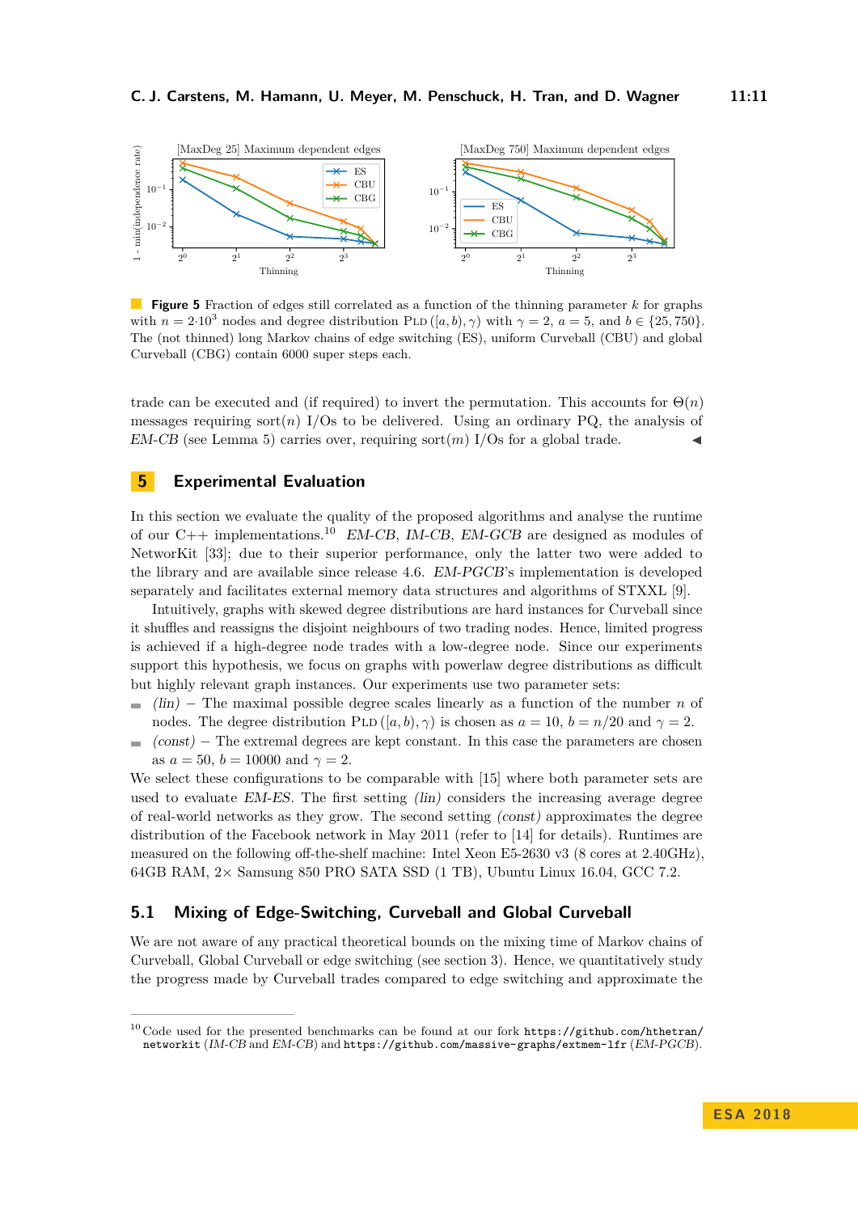**Figure 5** Fraction of edges still correlated as a function of the thinning parameter $k$ for graphs with $n = 2{\cdot}10^3$ nodes and degree distribution $\textsc{Pld}([a, b), \gamma)$ with $\gamma = 2$, $a = 5$, and $b \in \{25, 750\}$. The (not thinned) long Markov chains of edge switching (ES), uniform Curveball (CBU) and global Curveball (CBG) contain 6000 super steps each.

trade can be executed and (if required) to invert the permutation. This accounts for $\Theta(n)$ messages requiring $\text{sort}(n)$ I/Os to be delivered. Using an ordinary PQ, the analysis of *EM-CB* (see Lemma 5) carries over, requiring $\text{sort}(m)$ I/Os for a global trade. ◀

## 5 Experimental Evaluation

In this section we evaluate the quality of the proposed algorithms and analyse the runtime of our C++ implementations.[10] *EM-CB*, *IM-CB*, *EM-GCB* are designed as modules of NetworKit [33]; due to their superior performance, only the latter two were added to the library and are available since release 4.6. *EM-PGCB*'s implementation is developed separately and facilitates external memory data structures and algorithms of STXXL [9].

Intuitively, graphs with skewed degree distributions are hard instances for Curveball since it shuffles and reassigns the disjoint neighbours of two trading nodes. Hence, limited progress is achieved if a high-degree node trades with a low-degree node. Since our experiments support this hypothesis, we focus on graphs with powerlaw degree distributions as difficult but highly relevant graph instances. Our experiments use two parameter sets:

- *(lin)* – The maximal possible degree scales linearly as a function of the number $n$ of nodes. The degree distribution $\textsc{Pld}([a, b), \gamma)$ is chosen as $a = 10$, $b = n/20$ and $\gamma = 2$.
- *(const)* – The extremal degrees are kept constant. In this case the parameters are chosen as $a = 50$, $b = 10000$ and $\gamma = 2$.

We select these configurations to be comparable with [15] where both parameter sets are used to evaluate *EM-ES*. The first setting *(lin)* considers the increasing average degree of real-world networks as they grow. The second setting *(const)* approximates the degree distribution of the Facebook network in May 2011 (refer to [14] for details). Runtimes are measured on the following off-the-shelf machine: Intel Xeon E5-2630 v3 (8 cores at 2.40GHz), 64GB RAM, 2× Samsung 850 PRO SATA SSD (1 TB), Ubuntu Linux 16.04, GCC 7.2.

### 5.1 Mixing of Edge-Switching, Curveball and Global Curveball

We are not aware of any practical theoretical bounds on the mixing time of Markov chains of Curveball, Global Curveball or edge switching (see section 3). Hence, we quantitatively study the progress made by Curveball trades compared to edge switching and approximate the

---

[10] Code used for the presented benchmarks can be found at our fork `https://github.com/hthetran/networkit` (*IM-CB* and *EM-CB*) and `https://github.com/massive-graphs/extmem-lfr` (*EM-PGCB*).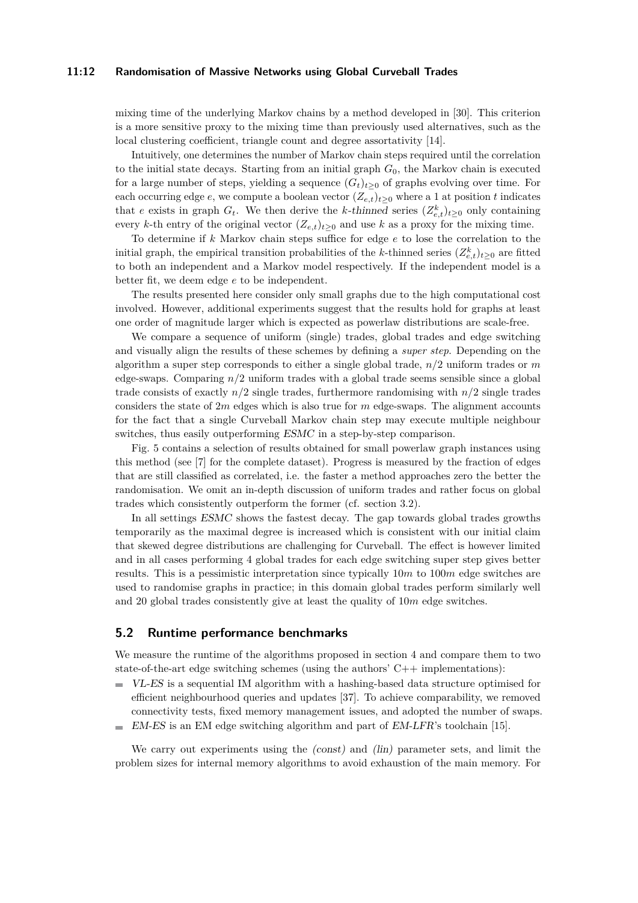mixing time of the underlying Markov chains by a method developed in [30]. This criterion is a more sensitive proxy to the mixing time than previously used alternatives, such as the local clustering coefficient, triangle count and degree assortativity [14].

Intuitively, one determines the number of Markov chain steps required until the correlation to the initial state decays. Starting from an initial graph $G_0$, the Markov chain is executed for a large number of steps, yielding a sequence $(G_t)_{t \geq 0}$ of graphs evolving over time. For each occurring edge $e$, we compute a boolean vector $(Z_{e,t})_{t \geq 0}$ where a 1 at position $t$ indicates that $e$ exists in graph $G_t$. We then derive the *k-thinned* series $(Z^k_{e,t})_{t \geq 0}$ only containing every $k$-th entry of the original vector $(Z_{e,t})_{t \geq 0}$ and use $k$ as a proxy for the mixing time.

To determine if $k$ Markov chain steps suffice for edge $e$ to lose the correlation to the initial graph, the empirical transition probabilities of the $k$-thinned series $(Z^k_{e,t})_{t \geq 0}$ are fitted to both an independent and a Markov model respectively. If the independent model is a better fit, we deem edge $e$ to be independent.

The results presented here consider only small graphs due to the high computational cost involved. However, additional experiments suggest that the results hold for graphs at least one order of magnitude larger which is expected as powerlaw distributions are scale-free.

We compare a sequence of uniform (single) trades, global trades and edge switching and visually align the results of these schemes by defining a *super step*. Depending on the algorithm a super step corresponds to either a single global trade, $n/2$ uniform trades or $m$ edge-swaps. Comparing $n/2$ uniform trades with a global trade seems sensible since a global trade consists of exactly $n/2$ single trades, furthermore randomising with $n/2$ single trades considers the state of $2m$ edges which is also true for $m$ edge-swaps. The alignment accounts for the fact that a single Curveball Markov chain step may execute multiple neighbour switches, thus easily outperforming *ESMC* in a step-by-step comparison.

Fig. 5 contains a selection of results obtained for small powerlaw graph instances using this method (see [7] for the complete dataset). Progress is measured by the fraction of edges that are still classified as correlated, i.e. the faster a method approaches zero the better the randomisation. We omit an in-depth discussion of uniform trades and rather focus on global trades which consistently outperform the former (cf. section 3.2).

In all settings *ESMC* shows the fastest decay. The gap towards global trades growths temporarily as the maximal degree is increased which is consistent with our initial claim that skewed degree distributions are challenging for Curveball. The effect is however limited and in all cases performing 4 global trades for each edge switching super step gives better results. This is a pessimistic interpretation since typically $10m$ to $100m$ edge switches are used to randomise graphs in practice; in this domain global trades perform similarly well and 20 global trades consistently give at least the quality of $10m$ edge switches.

## 5.2 Runtime performance benchmarks

We measure the runtime of the algorithms proposed in section 4 and compare them to two state-of-the-art edge switching schemes (using the authors' C++ implementations):

- *VL-ES* is a sequential IM algorithm with a hashing-based data structure optimised for efficient neighbourhood queries and updates [37]. To achieve comparability, we removed connectivity tests, fixed memory management issues, and adopted the number of swaps.
- *EM-ES* is an EM edge switching algorithm and part of *EM-LFR*'s toolchain [15].

We carry out experiments using the *(const)* and *(lin)* parameter sets, and limit the problem sizes for internal memory algorithms to avoid exhaustion of the main memory. For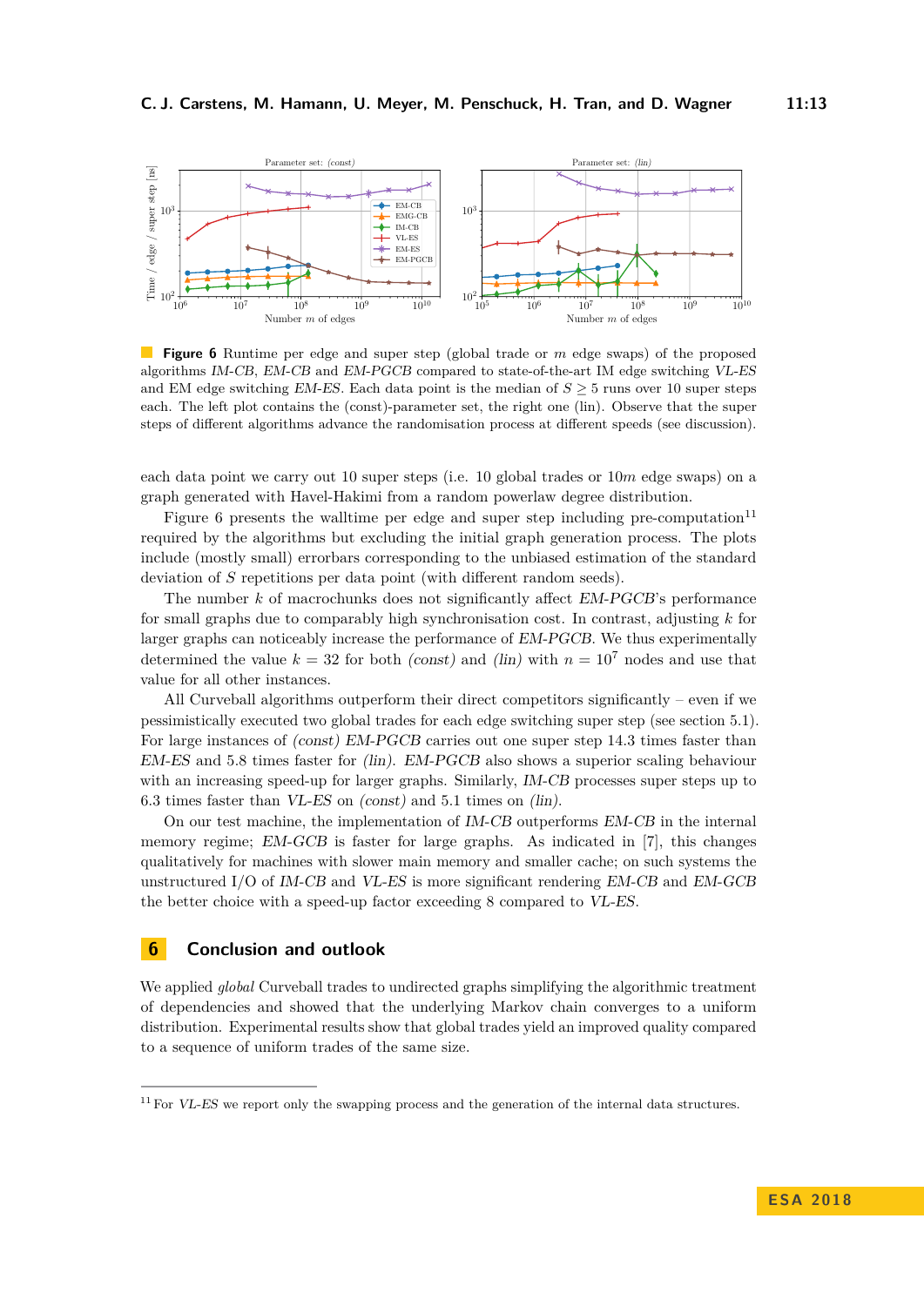**Figure 6** Runtime per edge and super step (global trade or $m$ edge swaps) of the proposed algorithms *IM-CB*, *EM-CB* and *EM-PGCB* compared to state-of-the-art IM edge switching *VL-ES* and EM edge switching *EM-ES*. Each data point is the median of $S \geq 5$ runs over 10 super steps each. The left plot contains the (const)-parameter set, the right one (lin). Observe that the super steps of different algorithms advance the randomisation process at different speeds (see discussion).

each data point we carry out 10 super steps (i.e. 10 global trades or $10m$ edge swaps) on a graph generated with Havel-Hakimi from a random powerlaw degree distribution.

Figure 6 presents the walltime per edge and super step including pre-computation[11] required by the algorithms but excluding the initial graph generation process. The plots include (mostly small) errorbars corresponding to the unbiased estimation of the standard deviation of $S$ repetitions per data point (with different random seeds).

The number $k$ of macrochunks does not significantly affect *EM-PGCB*'s performance for small graphs due to comparably high synchronisation cost. In contrast, adjusting $k$ for larger graphs can noticeably increase the performance of *EM-PGCB*. We thus experimentally determined the value $k = 32$ for both *(const)* and *(lin)* with $n = 10^7$ nodes and use that value for all other instances.

All Curveball algorithms outperform their direct competitors significantly – even if we pessimistically executed two global trades for each edge switching super step (see section 5.1). For large instances of *(const)* *EM-PGCB* carries out one super step 14.3 times faster than *EM-ES* and 5.8 times faster for *(lin)*. *EM-PGCB* also shows a superior scaling behaviour with an increasing speed-up for larger graphs. Similarly, *IM-CB* processes super steps up to 6.3 times faster than *VL-ES* on *(const)* and 5.1 times on *(lin)*.

On our test machine, the implementation of *IM-CB* outperforms *EM-CB* in the internal memory regime; *EM-GCB* is faster for large graphs. As indicated in [7], this changes qualitatively for machines with slower main memory and smaller cache; on such systems the unstructured I/O of *IM-CB* and *VL-ES* is more significant rendering *EM-CB* and *EM-GCB* the better choice with a speed-up factor exceeding 8 compared to *VL-ES*.

## 6 Conclusion and outlook

We applied *global* Curveball trades to undirected graphs simplifying the algorithmic treatment of dependencies and showed that the underlying Markov chain converges to a uniform distribution. Experimental results show that global trades yield an improved quality compared to a sequence of uniform trades of the same size.

[11] For *VL-ES* we report only the swapping process and the generation of the internal data structures.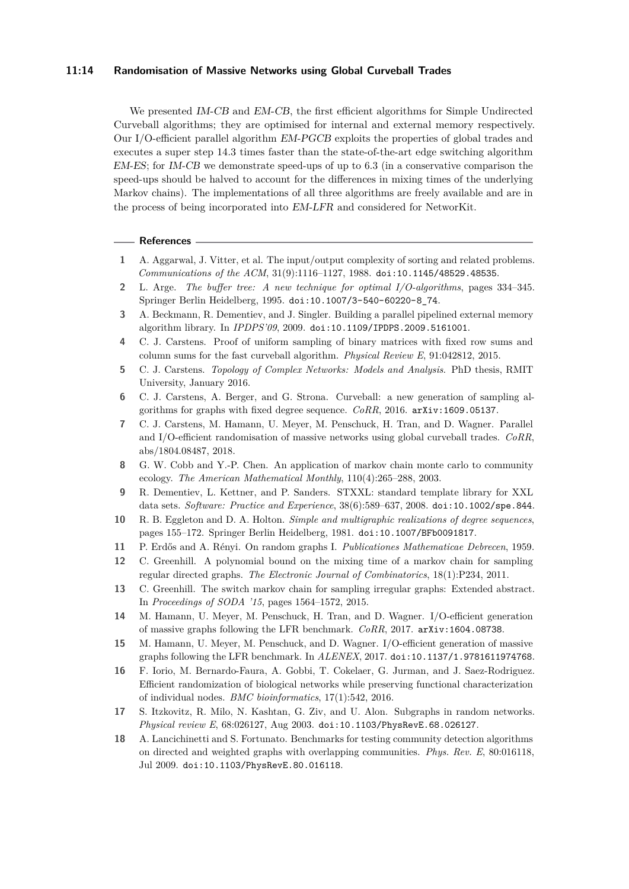We presented *IM-CB* and *EM-CB*, the first efficient algorithms for Simple Undirected Curveball algorithms; they are optimised for internal and external memory respectively. Our I/O-efficient parallel algorithm *EM-PGCB* exploits the properties of global trades and executes a super step 14.3 times faster than the state-of-the-art edge switching algorithm *EM-ES*; for *IM-CB* we demonstrate speed-ups of up to 6.3 (in a conservative comparison the speed-ups should be halved to account for the differences in mixing times of the underlying Markov chains). The implementations of all three algorithms are freely available and are in the process of being incorporated into *EM-LFR* and considered for NetworKit.

## References

1. A. Aggarwal, J. Vitter, et al. The input/output complexity of sorting and related problems. *Communications of the ACM*, 31(9):1116–1127, 1988. doi:10.1145/48529.48535.
2. L. Arge. *The buffer tree: A new technique for optimal I/O-algorithms*, pages 334–345. Springer Berlin Heidelberg, 1995. doi:10.1007/3-540-60220-8_74.
3. A. Beckmann, R. Dementiev, and J. Singler. Building a parallel pipelined external memory algorithm library. In *IPDPS'09*, 2009. doi:10.1109/IPDPS.2009.5161001.
4. C. J. Carstens. Proof of uniform sampling of binary matrices with fixed row sums and column sums for the fast curveball algorithm. *Physical Review E*, 91:042812, 2015.
5. C. J. Carstens. *Topology of Complex Networks: Models and Analysis*. PhD thesis, RMIT University, January 2016.
6. C. J. Carstens, A. Berger, and G. Strona. Curveball: a new generation of sampling algorithms for graphs with fixed degree sequence. *CoRR*, 2016. arXiv:1609.05137.
7. C. J. Carstens, M. Hamann, U. Meyer, M. Penschuck, H. Tran, and D. Wagner. Parallel and I/O-efficient randomisation of massive networks using global curveball trades. *CoRR*, abs/1804.08487, 2018.
8. G. W. Cobb and Y.-P. Chen. An application of markov chain monte carlo to community ecology. *The American Mathematical Monthly*, 110(4):265–288, 2003.
9. R. Dementiev, L. Kettner, and P. Sanders. STXXL: standard template library for XXL data sets. *Software: Practice and Experience*, 38(6):589–637, 2008. doi:10.1002/spe.844.
10. R. B. Eggleton and D. A. Holton. *Simple and multigraphic realizations of degree sequences*, pages 155–172. Springer Berlin Heidelberg, 1981. doi:10.1007/BFb0091817.
11. P. Erdős and A. Rényi. On random graphs I. *Publicationes Mathematicae Debrecen*, 1959.
12. C. Greenhill. A polynomial bound on the mixing time of a markov chain for sampling regular directed graphs. *The Electronic Journal of Combinatorics*, 18(1):P234, 2011.
13. C. Greenhill. The switch markov chain for sampling irregular graphs: Extended abstract. In *Proceedings of SODA '15*, pages 1564–1572, 2015.
14. M. Hamann, U. Meyer, M. Penschuck, H. Tran, and D. Wagner. I/O-efficient generation of massive graphs following the LFR benchmark. *CoRR*, 2017. arXiv:1604.08738.
15. M. Hamann, U. Meyer, M. Penschuck, and D. Wagner. I/O-efficient generation of massive graphs following the LFR benchmark. In *ALENEX*, 2017. doi:10.1137/1.9781611974768.
16. F. Iorio, M. Bernardo-Faura, A. Gobbi, T. Cokelaer, G. Jurman, and J. Saez-Rodriguez. Efficient randomization of biological networks while preserving functional characterization of individual nodes. *BMC bioinformatics*, 17(1):542, 2016.
17. S. Itzkovitz, R. Milo, N. Kashtan, G. Ziv, and U. Alon. Subgraphs in random networks. *Physical review E*, 68:026127, Aug 2003. doi:10.1103/PhysRevE.68.026127.
18. A. Lancichinetti and S. Fortunato. Benchmarks for testing community detection algorithms on directed and weighted graphs with overlapping communities. *Phys. Rev. E*, 80:016118, Jul 2009. doi:10.1103/PhysRevE.80.016118.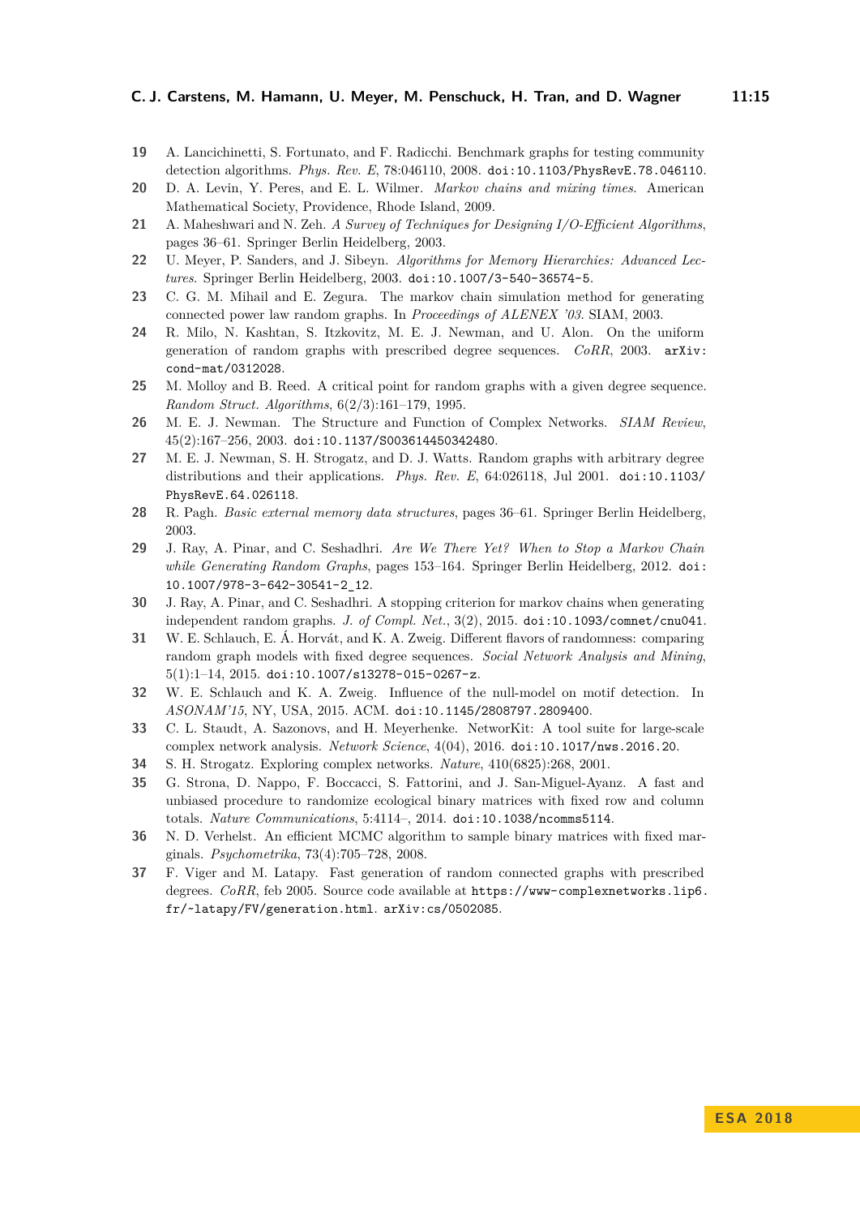19 A. Lancichinetti, S. Fortunato, and F. Radicchi. Benchmark graphs for testing community detection algorithms. *Phys. Rev. E*, 78:046110, 2008. doi:10.1103/PhysRevE.78.046110.

20 D. A. Levin, Y. Peres, and E. L. Wilmer. *Markov chains and mixing times*. American Mathematical Society, Providence, Rhode Island, 2009.

21 A. Maheshwari and N. Zeh. *A Survey of Techniques for Designing I/O-Efficient Algorithms*, pages 36–61. Springer Berlin Heidelberg, 2003.

22 U. Meyer, P. Sanders, and J. Sibeyn. *Algorithms for Memory Hierarchies: Advanced Lectures*. Springer Berlin Heidelberg, 2003. doi:10.1007/3-540-36574-5.

23 C. G. M. Mihail and E. Zegura. The markov chain simulation method for generating connected power law random graphs. In *Proceedings of ALENEX '03*. SIAM, 2003.

24 R. Milo, N. Kashtan, S. Itzkovitz, M. E. J. Newman, and U. Alon. On the uniform generation of random graphs with prescribed degree sequences. *CoRR*, 2003. arXiv:cond-mat/0312028.

25 M. Molloy and B. Reed. A critical point for random graphs with a given degree sequence. *Random Struct. Algorithms*, 6(2/3):161–179, 1995.

26 M. E. J. Newman. The Structure and Function of Complex Networks. *SIAM Review*, 45(2):167–256, 2003. doi:10.1137/S003614450342480.

27 M. E. J. Newman, S. H. Strogatz, and D. J. Watts. Random graphs with arbitrary degree distributions and their applications. *Phys. Rev. E*, 64:026118, Jul 2001. doi:10.1103/PhysRevE.64.026118.

28 R. Pagh. *Basic external memory data structures*, pages 36–61. Springer Berlin Heidelberg, 2003.

29 J. Ray, A. Pinar, and C. Seshadhri. *Are We There Yet? When to Stop a Markov Chain while Generating Random Graphs*, pages 153–164. Springer Berlin Heidelberg, 2012. doi:10.1007/978-3-642-30541-2_12.

30 J. Ray, A. Pinar, and C. Seshadhri. A stopping criterion for markov chains when generating independent random graphs. *J. of Compl. Net.*, 3(2), 2015. doi:10.1093/comnet/cnu041.

31 W. E. Schlauch, E. Á. Horvát, and K. A. Zweig. Different flavors of randomness: comparing random graph models with fixed degree sequences. *Social Network Analysis and Mining*, 5(1):1–14, 2015. doi:10.1007/s13278-015-0267-z.

32 W. E. Schlauch and K. A. Zweig. Influence of the null-model on motif detection. In *ASONAM'15*, NY, USA, 2015. ACM. doi:10.1145/2808797.2809400.

33 C. L. Staudt, A. Sazonovs, and H. Meyerhenke. NetworKit: A tool suite for large-scale complex network analysis. *Network Science*, 4(04), 2016. doi:10.1017/nws.2016.20.

34 S. H. Strogatz. Exploring complex networks. *Nature*, 410(6825):268, 2001.

35 G. Strona, D. Nappo, F. Boccacci, S. Fattorini, and J. San-Miguel-Ayanz. A fast and unbiased procedure to randomize ecological binary matrices with fixed row and column totals. *Nature Communications*, 5:4114–, 2014. doi:10.1038/ncomms5114.

36 N. D. Verhelst. An efficient MCMC algorithm to sample binary matrices with fixed marginals. *Psychometrika*, 73(4):705–728, 2008.

37 F. Viger and M. Latapy. Fast generation of random connected graphs with prescribed degrees. *CoRR*, feb 2005. Source code available at https://www-complexnetworks.lip6.fr/~latapy/FV/generation.html. arXiv:cs/0502085.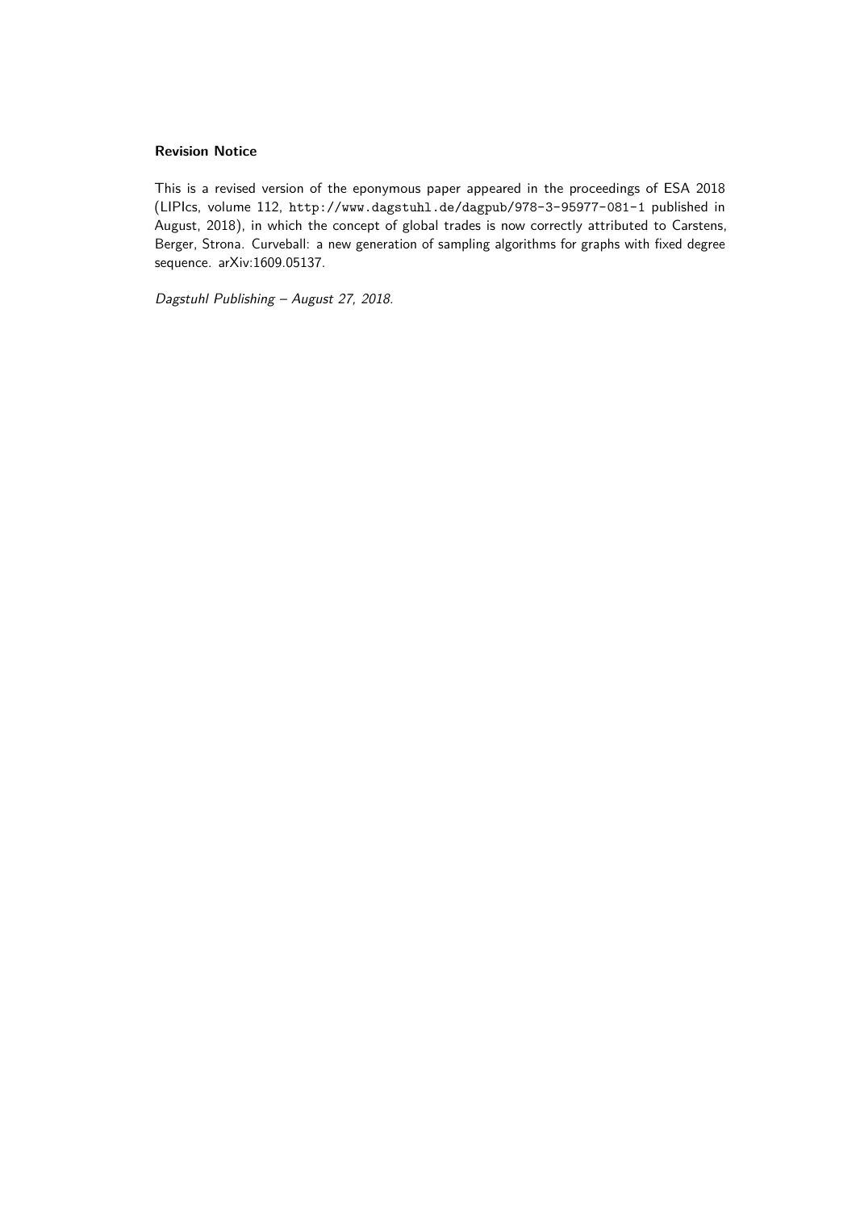**Revision Notice**

This is a revised version of the eponymous paper appeared in the proceedings of ESA 2018 (LIPIcs, volume 112, http://www.dagstuhl.de/dagpub/978-3-95977-081-1 published in August, 2018), in which the concept of global trades is now correctly attributed to Carstens, Berger, Strona. Curveball: a new generation of sampling algorithms for graphs with fixed degree sequence. arXiv:1609.05137.

*Dagstuhl Publishing – August 27, 2018.*